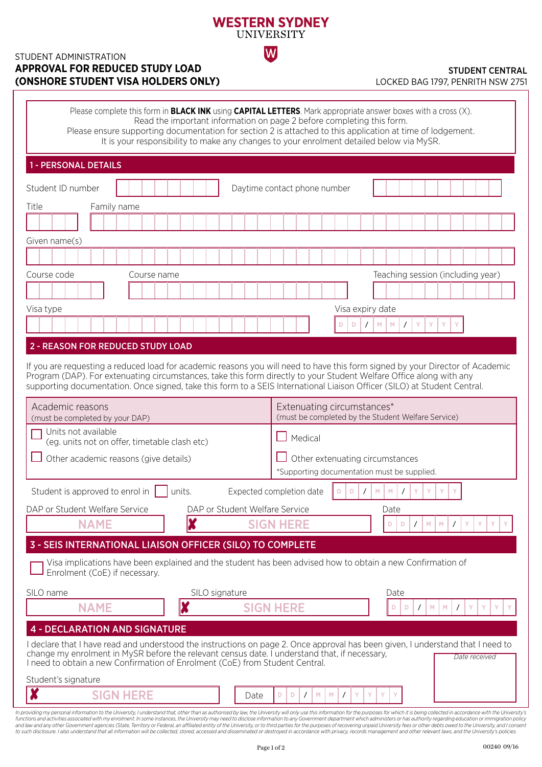# WESTERN SYDNEY UNIVERSITY

STUDENT ADMINISTRATION

## APPROVAL FOR REDUCED STUDY LOAD (ONSHORE STUDENT VISA HOLDERS ONLY)

**STUDENT CENTRAL**
LOCKED BAG 1797, PENRITH NSW 2751

Please complete this form in **BLACK INK** using **CAPITAL LETTERS**. Mark appropriate answer boxes with a cross (X).
Read the important information on page 2 before completing this form.
Please ensure supporting documentation for section 2 is attached to this application at time of lodgement.
It is your responsibility to make any changes to your enrolment detailed below via MySR.

## 1 - PERSONAL DETAILS

Student ID number ____________ Daytime contact phone number ____________

Title ____ Family name ____________

Given name(s) ____________

Course code ____ Course name ____________ Teaching session (including year) ____________

Visa type ____________ Visa expiry date DD / MM / YYYY

## 2 - REASON FOR REDUCED STUDY LOAD

If you are requesting a reduced load for academic reasons you will need to have this form signed by your Director of Academic Program (DAP). For extenuating circumstances, take this form directly to your Student Welfare Office along with any supporting documentation. Once signed, take this form to a SEIS International Liaison Officer (SILO) at Student Central.

| Academic reasons (must be completed by your DAP) | Extenuating circumstances* (must be completed by the Student Welfare Service) |
|---|---|
| ☐ Units not available (eg. units not on offer, timetable clash etc) | ☐ Medical |
| ☐ Other academic reasons (give details) | ☐ Other extenuating circumstances<br>*Supporting documentation must be supplied. |

Student is approved to enrol in ☐ units. Expected completion date DD / MM / YYYY

DAP or Student Welfare Service NAME ____________ DAP or Student Welfare Service ✘ SIGN HERE ____________ Date DD / MM / YYYY

## 3 - SEIS INTERNATIONAL LIAISON OFFICER (SILO) TO COMPLETE

☐ Visa implications have been explained and the student has been advised how to obtain a new Confirmation of Enrolment (CoE) if necessary.

SILO name NAME ____________ SILO signature ✘ SIGN HERE ____________ Date DD / MM / YYYY

## 4 - DECLARATION AND SIGNATURE

I declare that I have read and understood the instructions on page 2. Once approval has been given, I understand that I need to change my enrolment in MySR before the relevant census date. I understand that, if necessary, I need to obtain a new Confirmation of Enrolment (CoE) from Student Central.

Student's signature ✘ SIGN HERE ____________ Date DD / MM / YYYY

*Date received*

*In providing my personal information to the University, I understand that, other than as authorised by law, the University will only use this information for the purposes for which it is being collected in accordance with the University's functions and activities associated with my enrolment. In some instances, the University may need to disclose information to any Government department which administers or has authority regarding education or immigration policy and law and any other Government agencies (State, Territory or Federal, an affiliated entity of the University, or to third parties for the purposes of recovering unpaid University fees or other debts owed to the University, and I consent to such disclosure. I also understand that all information will be collected, stored, accessed and disseminated or destroyed in accordance with privacy, records management and other relevant laws, and the University's policies.*

00240 09/16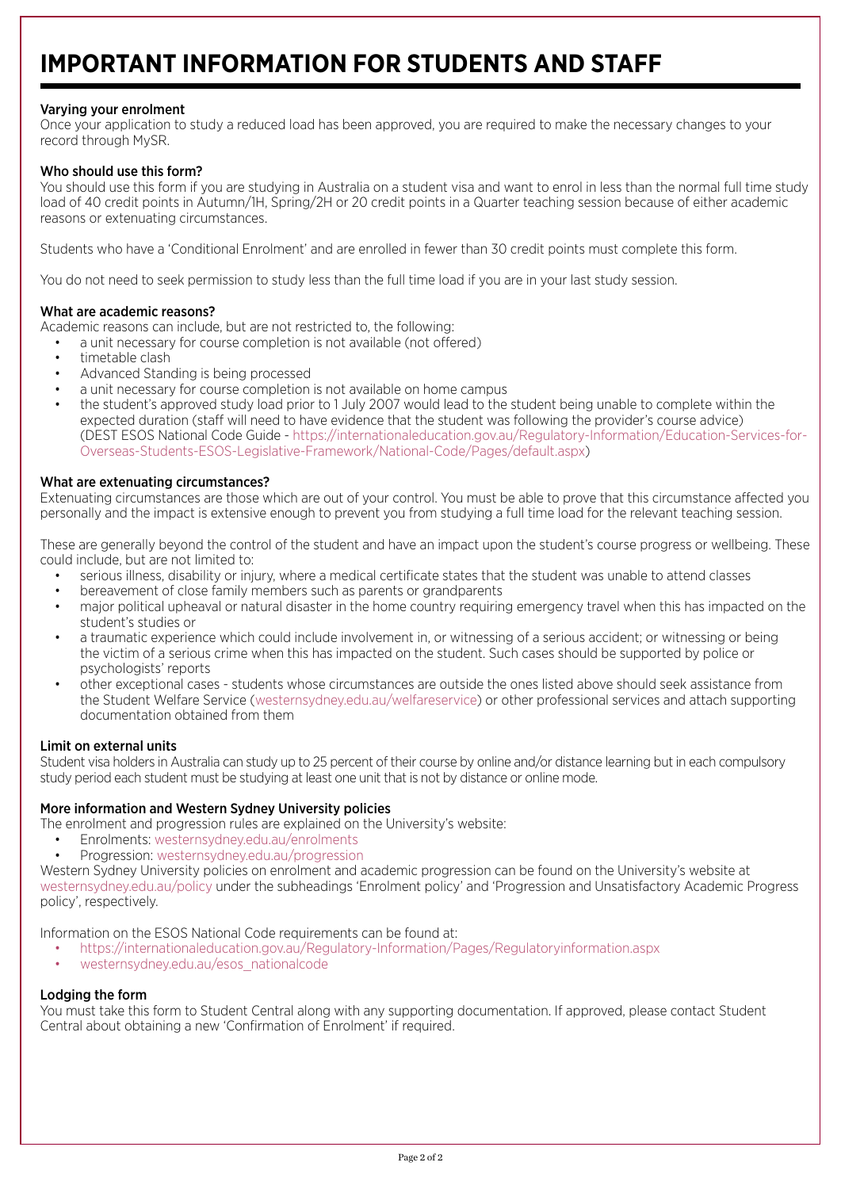# IMPORTANT INFORMATION FOR STUDENTS AND STAFF

### Varying your enrolment

Once your application to study a reduced load has been approved, you are required to make the necessary changes to your record through MySR.

### Who should use this form?

You should use this form if you are studying in Australia on a student visa and want to enrol in less than the normal full time study load of 40 credit points in Autumn/1H, Spring/2H or 20 credit points in a Quarter teaching session because of either academic reasons or extenuating circumstances.

Students who have a 'Conditional Enrolment' and are enrolled in fewer than 30 credit points must complete this form.

You do not need to seek permission to study less than the full time load if you are in your last study session.

### What are academic reasons?

Academic reasons can include, but are not restricted to, the following:

- a unit necessary for course completion is not available (not offered)
- timetable clash
- Advanced Standing is being processed
- a unit necessary for course completion is not available on home campus
- the student's approved study load prior to 1 July 2007 would lead to the student being unable to complete within the expected duration (staff will need to have evidence that the student was following the provider's course advice) (DEST ESOS National Code Guide - https://internationaleducation.gov.au/Regulatory-Information/Education-Services-for-Overseas-Students-ESOS-Legislative-Framework/National-Code/Pages/default.aspx)

### What are extenuating circumstances?

Extenuating circumstances are those which are out of your control. You must be able to prove that this circumstance affected you personally and the impact is extensive enough to prevent you from studying a full time load for the relevant teaching session.

These are generally beyond the control of the student and have an impact upon the student's course progress or wellbeing. These could include, but are not limited to:

- serious illness, disability or injury, where a medical certificate states that the student was unable to attend classes
- bereavement of close family members such as parents or grandparents
- major political upheaval or natural disaster in the home country requiring emergency travel when this has impacted on the student's studies or
- a traumatic experience which could include involvement in, or witnessing of a serious accident; or witnessing or being the victim of a serious crime when this has impacted on the student. Such cases should be supported by police or psychologists' reports
- other exceptional cases - students whose circumstances are outside the ones listed above should seek assistance from the Student Welfare Service (westernsydney.edu.au/welfareservice) or other professional services and attach supporting documentation obtained from them

### Limit on external units

Student visa holders in Australia can study up to 25 percent of their course by online and/or distance learning but in each compulsory study period each student must be studying at least one unit that is not by distance or online mode.

### More information and Western Sydney University policies

The enrolment and progression rules are explained on the University's website:

- Enrolments: westernsydney.edu.au/enrolments
- Progression: westernsydney.edu.au/progression

Western Sydney University policies on enrolment and academic progression can be found on the University's website at westernsydney.edu.au/policy under the subheadings 'Enrolment policy' and 'Progression and Unsatisfactory Academic Progress policy', respectively.

Information on the ESOS National Code requirements can be found at:

- https://internationaleducation.gov.au/Regulatory-Information/Pages/Regulatoryinformation.aspx
- westernsydney.edu.au/esos_nationalcode

### Lodging the form

You must take this form to Student Central along with any supporting documentation. If approved, please contact Student Central about obtaining a new 'Confirmation of Enrolment' if required.